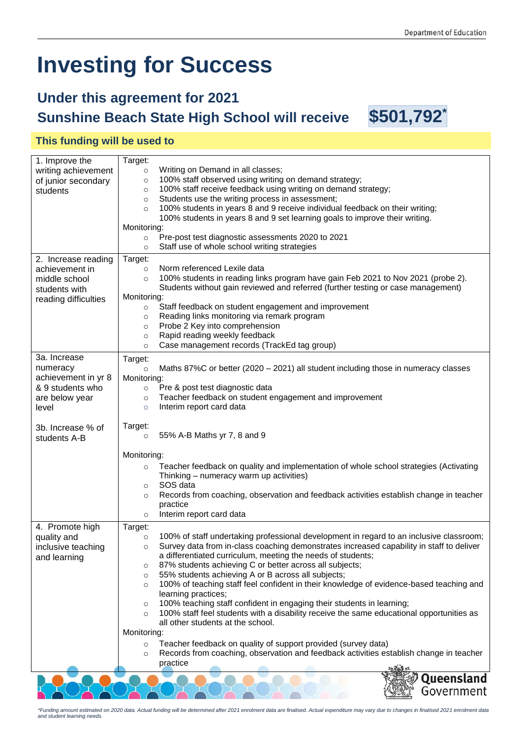# Investing for Success

## Under this agreement for 2021

## Sunshine Beach State High School will receive $501,792*

### This funding will be used to

| | |
|---|---|
| 1. Improve the writing achievement of junior secondary students | Target:<br>◦ Writing on Demand in all classes;<br>◦ 100% staff observed using writing on demand strategy;<br>◦ 100% staff receive feedback using writing on demand strategy;<br>◦ Students use the writing process in assessment;<br>◦ 100% students in years 8 and 9 receive individual feedback on their writing; 100% students in years 8 and 9 set learning goals to improve their writing.<br>Monitoring:<br>◦ Pre-post test diagnostic assessments 2020 to 2021<br>◦ Staff use of whole school writing strategies |
| 2. Increase reading achievement in middle school students with reading difficulties | Target:<br>◦ Norm referenced Lexile data<br>◦ 100% students in reading links program have gain Feb 2021 to Nov 2021 (probe 2). Students without gain reviewed and referred (further testing or case management)<br>Monitoring:<br>◦ Staff feedback on student engagement and improvement<br>◦ Reading links monitoring via remark program<br>◦ Probe 2 Key into comprehension<br>◦ Rapid reading weekly feedback<br>◦ Case management records (TrackEd tag group) |
| 3a. Increase numeracy achievement in yr 8 & 9 students who are below year level<br><br>3b. Increase % of students A-B | Target:<br>◦ Maths 87%C or better (2020 – 2021) all student including those in numeracy classes<br>Monitoring:<br>◦ Pre & post test diagnostic data<br>◦ Teacher feedback on student engagement and improvement<br>◦ Interim report card data<br><br>Target:<br>◦ 55% A-B Maths yr 7, 8 and 9<br><br>Monitoring:<br>◦ Teacher feedback on quality and implementation of whole school strategies (Activating Thinking – numeracy warm up activities)<br>◦ SOS data<br>◦ Records from coaching, observation and feedback activities establish change in teacher practice<br>◦ Interim report card data |
| 4. Promote high quality and inclusive teaching and learning | Target:<br>◦ 100% of staff undertaking professional development in regard to an inclusive classroom;<br>◦ Survey data from in-class coaching demonstrates increased capability in staff to deliver a differentiated curriculum, meeting the needs of students;<br>◦ 87% students achieving C or better across all subjects;<br>◦ 55% students achieving A or B across all subjects;<br>◦ 100% of teaching staff feel confident in their knowledge of evidence-based teaching and learning practices;<br>◦ 100% teaching staff confident in engaging their students in learning;<br>◦ 100% staff feel students with a disability receive the same educational opportunities as all other students at the school.<br>Monitoring:<br>◦ Teacher feedback on quality of support provided (survey data)<br>◦ Records from coaching, observation and feedback activities establish change in teacher practice |

*\*Funding amount estimated on 2020 data. Actual funding will be determined after 2021 enrolment data are finalised. Actual expenditure may vary due to changes in finalised 2021 enrolment data and student learning needs.*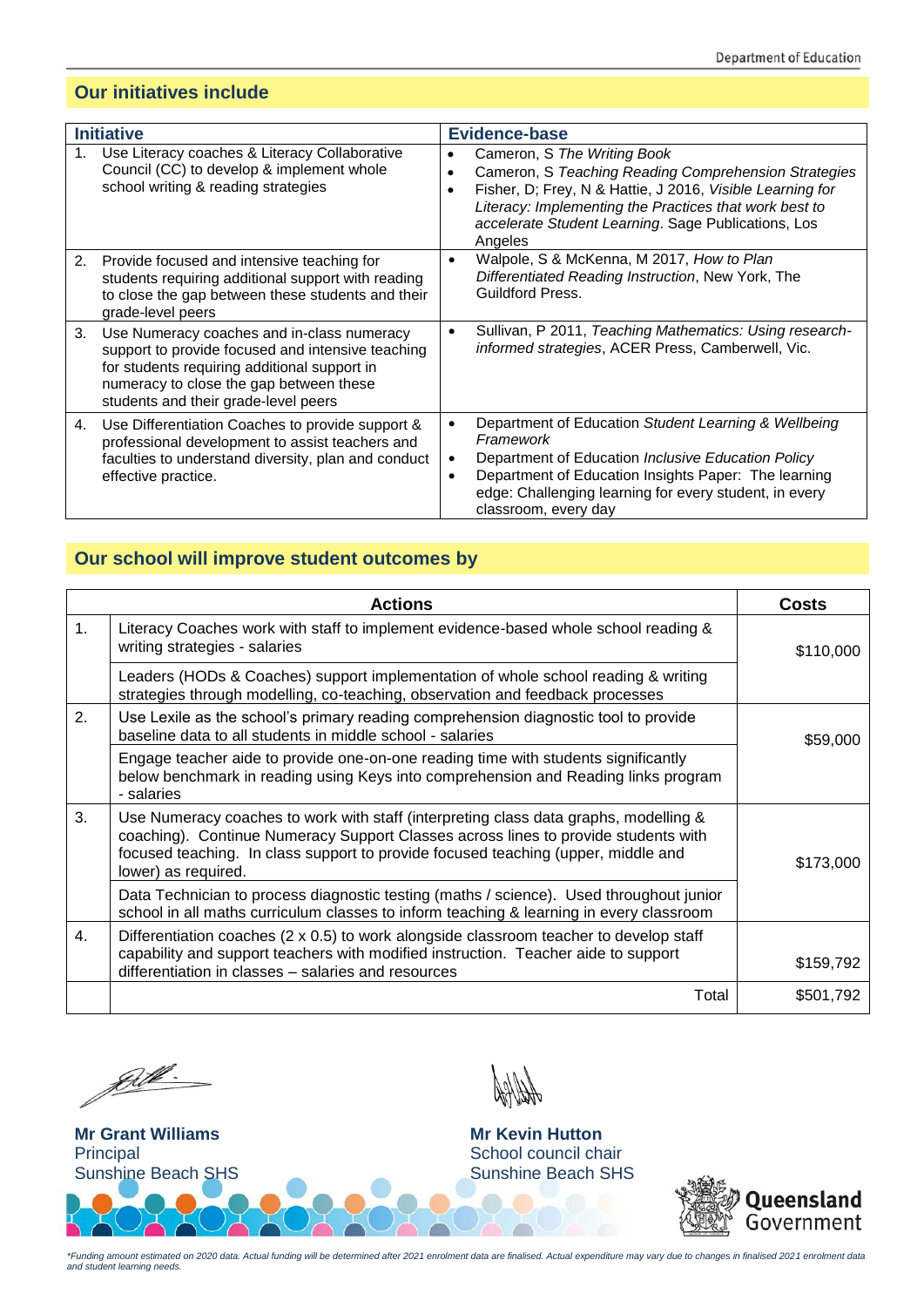## Our initiatives include

| Initiative | Evidence-base |
|---|---|
| 1. Use Literacy coaches & Literacy Collaborative Council (CC) to develop & implement whole school writing & reading strategies | • Cameron, S *The Writing Book*<br>• Cameron, S *Teaching Reading Comprehension Strategies*<br>• Fisher, D; Frey, N & Hattie, J 2016, *Visible Learning for Literacy: Implementing the Practices that work best to accelerate Student Learning*. Sage Publications, Los Angeles |
| 2. Provide focused and intensive teaching for students requiring additional support with reading to close the gap between these students and their grade-level peers | • Walpole, S & McKenna, M 2017, *How to Plan Differentiated Reading Instruction*, New York, The Guildford Press. |
| 3. Use Numeracy coaches and in-class numeracy support to provide focused and intensive teaching for students requiring additional support in numeracy to close the gap between these students and their grade-level peers | • Sullivan, P 2011, *Teaching Mathematics: Using research-informed strategies*, ACER Press, Camberwell, Vic. |
| 4. Use Differentiation Coaches to provide support & professional development to assist teachers and faculties to understand diversity, plan and conduct effective practice. | • Department of Education *Student Learning & Wellbeing Framework*<br>• Department of Education *Inclusive Education Policy*<br>• Department of Education Insights Paper: The learning edge: Challenging learning for every student, in every classroom, every day |

## Our school will improve student outcomes by

| | Actions | Costs |
|---|---|---|
| 1. | Literacy Coaches work with staff to implement evidence-based whole school reading & writing strategies - salaries<br><br>Leaders (HODs & Coaches) support implementation of whole school reading & writing strategies through modelling, co-teaching, observation and feedback processes | $110,000 |
| 2. | Use Lexile as the school's primary reading comprehension diagnostic tool to provide baseline data to all students in middle school - salaries<br><br>Engage teacher aide to provide one-on-one reading time with students significantly below benchmark in reading using Keys into comprehension and Reading links program - salaries | $59,000 |
| 3. | Use Numeracy coaches to work with staff (interpreting class data graphs, modelling & coaching). Continue Numeracy Support Classes across lines to provide students with focused teaching. In class support to provide focused teaching (upper, middle and lower) as required.<br><br>Data Technician to process diagnostic testing (maths / science). Used throughout junior school in all maths curriculum classes to inform teaching & learning in every classroom | $173,000 |
| 4. | Differentiation coaches (2 x 0.5) to work alongside classroom teacher to develop staff capability and support teachers with modified instruction. Teacher aide to support differentiation in classes – salaries and resources | $159,792 |
| | Total | $501,792 |

**Mr Grant Williams**
Principal
Sunshine Beach SHS

**Mr Kevin Hutton**
School council chair
Sunshine Beach SHS

*\*Funding amount estimated on 2020 data. Actual funding will be determined after 2021 enrolment data are finalised. Actual expenditure may vary due to changes in finalised 2021 enrolment data and student learning needs.*